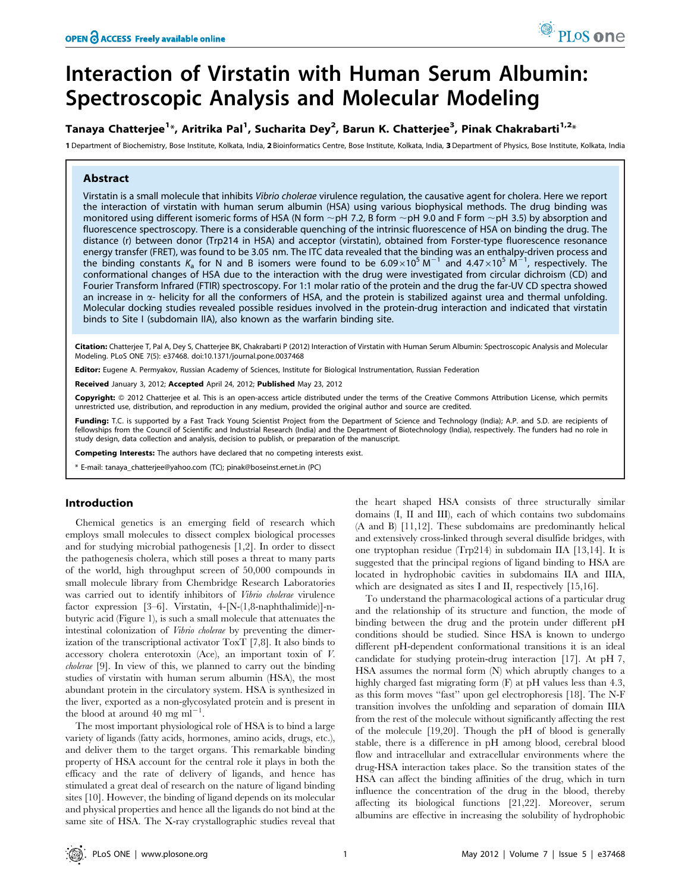# Interaction of Virstatin with Human Serum Albumin: Spectroscopic Analysis and Molecular Modeling

**Tanaya Chatterjee[1]\*, Aritrika Pal[1], Sucharita Dey[2], Barun K. Chatterjee[3], Pinak Chakrabarti[1,2]\***

1 Department of Biochemistry, Bose Institute, Kolkata, India, 2 Bioinformatics Centre, Bose Institute, Kolkata, India, 3 Department of Physics, Bose Institute, Kolkata, India

## Abstract

Virstatin is a small molecule that inhibits *Vibrio cholerae* virulence regulation, the causative agent for cholera. Here we report the interaction of virstatin with human serum albumin (HSA) using various biophysical methods. The drug binding was monitored using different isomeric forms of HSA (N form ~pH 7.2, B form ~pH 9.0 and F form ~pH 3.5) by absorption and fluorescence spectroscopy. There is a considerable quenching of the intrinsic fluorescence of HSA on binding the drug. The distance (r) between donor (Trp214 in HSA) and acceptor (virstatin), obtained from Forster-type fluorescence resonance energy transfer (FRET), was found to be 3.05 nm. The ITC data revealed that the binding was an enthalpy-driven process and the binding constants $K_a$ for N and B isomers were found to be $6.09\times10^5$ $M^{-1}$ and $4.47\times10^5$ $M^{-1}$, respectively. The conformational changes of HSA due to the interaction with the drug were investigated from circular dichroism (CD) and Fourier Transform Infrared (FTIR) spectroscopy. For 1:1 molar ratio of the protein and the drug the far-UV CD spectra showed an increase in α- helicity for all the conformers of HSA, and the protein is stabilized against urea and thermal unfolding. Molecular docking studies revealed possible residues involved in the protein-drug interaction and indicated that virstatin binds to Site I (subdomain IIA), also known as the warfarin binding site.

**Citation:** Chatterjee T, Pal A, Dey S, Chatterjee BK, Chakrabarti P (2012) Interaction of Virstatin with Human Serum Albumin: Spectroscopic Analysis and Molecular Modeling. PLoS ONE 7(5): e37468. doi:10.1371/journal.pone.0037468

**Editor:** Eugene A. Permyakov, Russian Academy of Sciences, Institute for Biological Instrumentation, Russian Federation

**Received** January 3, 2012; **Accepted** April 24, 2012; **Published** May 23, 2012

**Copyright:** © 2012 Chatterjee et al. This is an open-access article distributed under the terms of the Creative Commons Attribution License, which permits unrestricted use, distribution, and reproduction in any medium, provided the original author and source are credited.

**Funding:** T.C. is supported by a Fast Track Young Scientist Project from the Department of Science and Technology (India); A.P. and S.D. are recipients of fellowships from the Council of Scientific and Industrial Research (India) and the Department of Biotechnology (India), respectively. The funders had no role in study design, data collection and analysis, decision to publish, or preparation of the manuscript.

**Competing Interests:** The authors have declared that no competing interests exist.

\* E-mail: tanaya_chatterjee@yahoo.com (TC); pinak@boseinst.ernet.in (PC)

## Introduction

Chemical genetics is an emerging field of research which employs small molecules to dissect complex biological processes and for studying microbial pathogenesis [1,2]. In order to dissect the pathogenesis cholera, which still poses a threat to many parts of the world, high throughput screen of 50,000 compounds in small molecule library from Chembridge Research Laboratories was carried out to identify inhibitors of *Vibrio cholerae* virulence factor expression [3–6]. Virstatin, 4-[N-(1,8-naphthalimide)]-n-butyric acid (Figure 1), is such a small molecule that attenuates the intestinal colonization of *Vibrio cholerae* by preventing the dimerization of the transcriptional activator ToxT [7,8]. It also binds to accessory cholera enterotoxin (Ace), an important toxin of *V. cholerae* [9]. In view of this, we planned to carry out the binding studies of virstatin with human serum albumin (HSA), the most abundant protein in the circulatory system. HSA is synthesized in the liver, exported as a non-glycosylated protein and is present in the blood at around 40 mg $ml^{-1}$.

The most important physiological role of HSA is to bind a large variety of ligands (fatty acids, hormones, amino acids, drugs, etc.), and deliver them to the target organs. This remarkable binding property of HSA account for the central role it plays in both the efficacy and the rate of delivery of ligands, and hence has stimulated a great deal of research on the nature of ligand binding sites [10]. However, the binding of ligand depends on its molecular and physical properties and hence all the ligands do not bind at the same site of HSA. The X-ray crystallographic studies reveal that the heart shaped HSA consists of three structurally similar domains (I, II and III), each of which contains two subdomains (A and B) [11,12]. These subdomains are predominantly helical and extensively cross-linked through several disulfide bridges, with one tryptophan residue (Trp214) in subdomain IIA [13,14]. It is suggested that the principal regions of ligand binding to HSA are located in hydrophobic cavities in subdomains IIA and IIIA, which are designated as sites I and II, respectively [15,16].

To understand the pharmacological actions of a particular drug and the relationship of its structure and function, the mode of binding between the drug and the protein under different pH conditions should be studied. Since HSA is known to undergo different pH-dependent conformational transitions it is an ideal candidate for studying protein-drug interaction [17]. At pH 7, HSA assumes the normal form (N) which abruptly changes to a highly charged fast migrating form (F) at pH values less than 4.3, as this form moves "fast" upon gel electrophoresis [18]. The N-F transition involves the unfolding and separation of domain IIIA from the rest of the molecule without significantly affecting the rest of the molecule [19,20]. Though the pH of blood is generally stable, there is a difference in pH among blood, cerebral blood flow and intracellular and extracellular environments where the drug-HSA interaction takes place. So the transition states of the HSA can affect the binding affinities of the drug, which in turn influence the concentration of the drug in the blood, thereby affecting its biological functions [21,22]. Moreover, serum albumins are effective in increasing the solubility of hydrophobic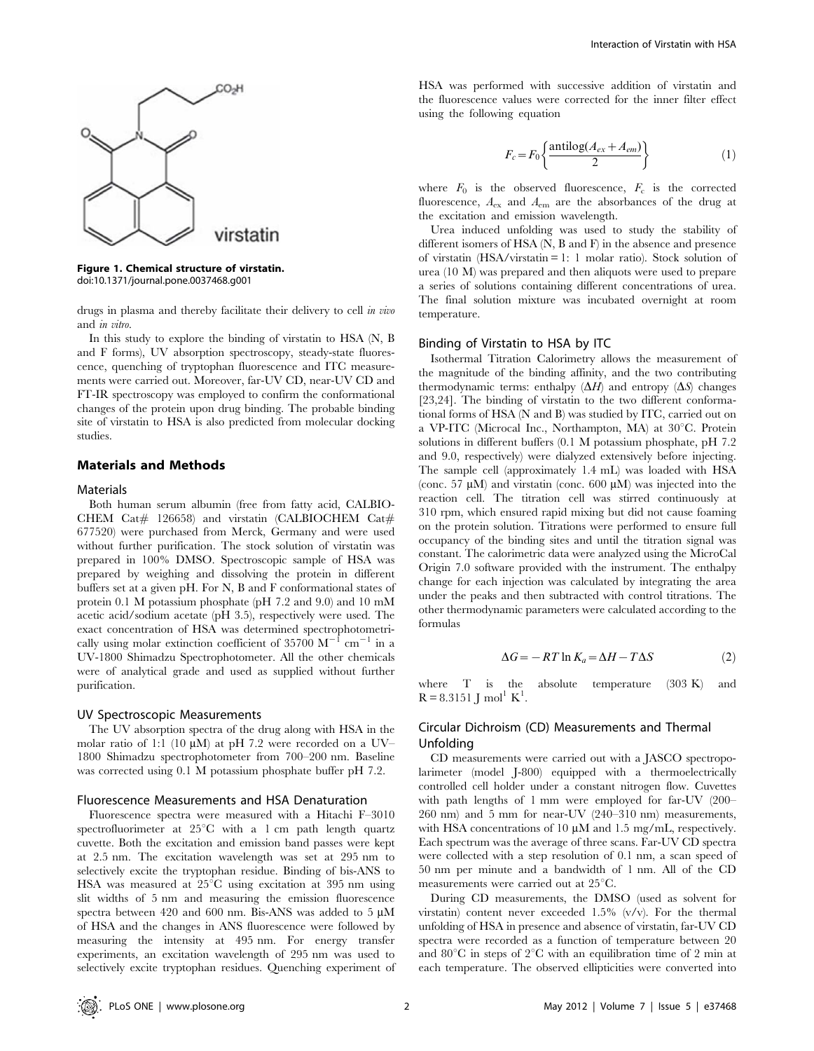Figure 1. Chemical structure of virstatin.
doi:10.1371/journal.pone.0037468.g001

drugs in plasma and thereby facilitate their delivery to cell *in vivo* and *in vitro*.

In this study to explore the binding of virstatin to HSA (N, B and F forms), UV absorption spectroscopy, steady-state fluorescence, quenching of tryptophan fluorescence and ITC measurements were carried out. Moreover, far-UV CD, near-UV CD and FT-IR spectroscopy was employed to confirm the conformational changes of the protein upon drug binding. The probable binding site of virstatin to HSA is also predicted from molecular docking studies.

## Materials and Methods

### Materials

Both human serum albumin (free from fatty acid, CALBIOCHEM Cat# 126658) and virstatin (CALBIOCHEM Cat# 677520) were purchased from Merck, Germany and were used without further purification. The stock solution of virstatin was prepared in 100% DMSO. Spectroscopic sample of HSA was prepared by weighing and dissolving the protein in different buffers set at a given pH. For N, B and F conformational states of protein 0.1 M potassium phosphate (pH 7.2 and 9.0) and 10 mM acetic acid/sodium acetate (pH 3.5), respectively were used. The exact concentration of HSA was determined spectrophotometrically using molar extinction coefficient of 35700 $M^{-1}$ $cm^{-1}$ in a UV-1800 Shimadzu Spectrophotometer. All the other chemicals were of analytical grade and used as supplied without further purification.

### UV Spectroscopic Measurements

The UV absorption spectra of the drug along with HSA in the molar ratio of 1:1 (10 μM) at pH 7.2 were recorded on a UV–1800 Shimadzu spectrophotometer from 700–200 nm. Baseline was corrected using 0.1 M potassium phosphate buffer pH 7.2.

### Fluorescence Measurements and HSA Denaturation

Fluorescence spectra were measured with a Hitachi F–3010 spectrofluorimeter at 25°C with a 1 cm path length quartz cuvette. Both the excitation and emission band passes were kept at 2.5 nm. The excitation wavelength was set at 295 nm to selectively excite the tryptophan residue. Binding of bis-ANS to HSA was measured at 25°C using excitation at 395 nm using slit widths of 5 nm and measuring the emission fluorescence spectra between 420 and 600 nm. Bis-ANS was added to 5 μM of HSA and the changes in ANS fluorescence were followed by measuring the intensity at 495 nm. For energy transfer experiments, an excitation wavelength of 295 nm was used to selectively excite tryptophan residues. Quenching experiment of HSA was performed with successive addition of virstatin and the fluorescence values were corrected for the inner filter effect using the following equation

$$F_c = F_0\left\{\frac{\text{antilog}(A_{ex}+A_{em})}{2}\right\} \tag{1}$$

where $F_0$ is the observed fluorescence, $F_c$ is the corrected fluorescence, $A_{ex}$ and $A_{em}$ are the absorbances of the drug at the excitation and emission wavelength.

Urea induced unfolding was used to study the stability of different isomers of HSA (N, B and F) in the absence and presence of virstatin (HSA/virstatin = 1: 1 molar ratio). Stock solution of urea (10 M) was prepared and then aliquots were used to prepare a series of solutions containing different concentrations of urea. The final solution mixture was incubated overnight at room temperature.

### Binding of Virstatin to HSA by ITC

Isothermal Titration Calorimetry allows the measurement of the magnitude of the binding affinity, and the two contributing thermodynamic terms: enthalpy ($\Delta H$) and entropy ($\Delta S$) changes [23,24]. The binding of virstatin to the two different conformational forms of HSA (N and B) was studied by ITC, carried out on a VP-ITC (Microcal Inc., Northampton, MA) at 30°C. Protein solutions in different buffers (0.1 M potassium phosphate, pH 7.2 and 9.0, respectively) were dialyzed extensively before injecting. The sample cell (approximately 1.4 mL) was loaded with HSA (conc. 57 μM) and virstatin (conc. 600 μM) was injected into the reaction cell. The titration cell was stirred continuously at 310 rpm, which ensured rapid mixing but did not cause foaming on the protein solution. Titrations were performed to ensure full occupancy of the binding sites and until the titration signal was constant. The calorimetric data were analyzed using the MicroCal Origin 7.0 software provided with the instrument. The enthalpy change for each injection was calculated by integrating the area under the peaks and then subtracted with control titrations. The other thermodynamic parameters were calculated according to the formulas

$$\Delta G = -RT\ln K_a = \Delta H - T\Delta S \tag{2}$$

where T is the absolute temperature (303 K) and R = 8.3151 J $mol^1$ $K^1$.

### Circular Dichroism (CD) Measurements and Thermal Unfolding

CD measurements were carried out with a JASCO spectropolarimeter (model J-800) equipped with a thermoelectrically controlled cell holder under a constant nitrogen flow. Cuvettes with path lengths of 1 mm were employed for far-UV (200–260 nm) and 5 mm for near-UV (240–310 nm) measurements, with HSA concentrations of 10 μM and 1.5 mg/mL, respectively. Each spectrum was the average of three scans. Far-UV CD spectra were collected with a step resolution of 0.1 nm, a scan speed of 50 nm per minute and a bandwidth of 1 nm. All of the CD measurements were carried out at 25°C.

During CD measurements, the DMSO (used as solvent for virstatin) content never exceeded 1.5% (v/v). For the thermal unfolding of HSA in presence and absence of virstatin, far-UV CD spectra were recorded as a function of temperature between 20 and 80°C in steps of 2°C with an equilibration time of 2 min at each temperature. The observed ellipticities were converted into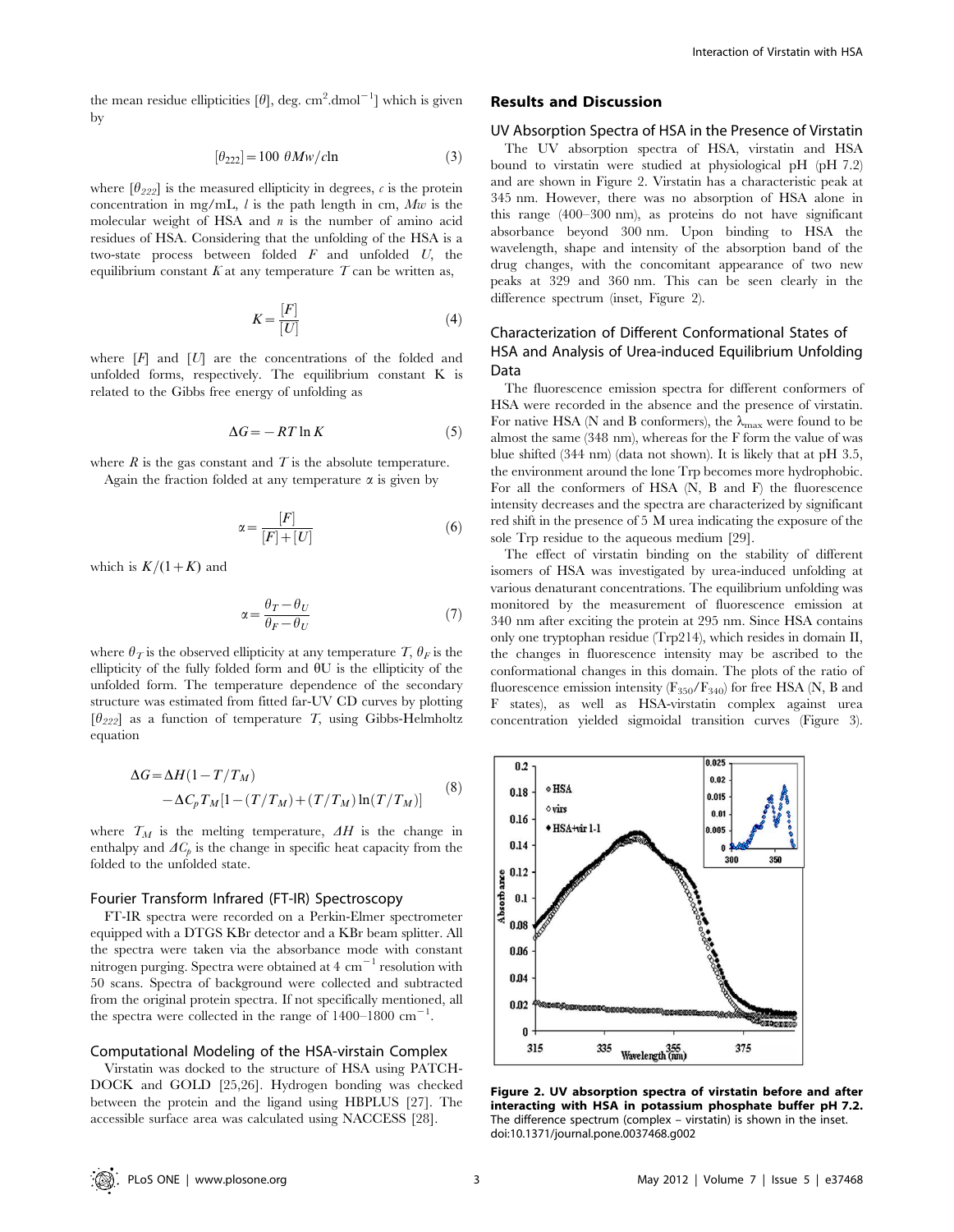the mean residue ellipticities [$\theta$], deg. cm$^2$.dmol$^{-1}$] which is given by

$$[\theta_{222}] = 100\ \theta Mw/c l n \tag{3}$$

where [$\theta_{222}$] is the measured ellipticity in degrees, $c$ is the protein concentration in mg/mL, $l$ is the path length in cm, $Mw$ is the molecular weight of HSA and $n$ is the number of amino acid residues of HSA. Considering that the unfolding of the HSA is a two-state process between folded $F$ and unfolded $U$, the equilibrium constant $K$ at any temperature $T$ can be written as,

$$K = \frac{[F]}{[U]} \tag{4}$$

where $[F]$ and $[U]$ are the concentrations of the folded and unfolded forms, respectively. The equilibrium constant K is related to the Gibbs free energy of unfolding as

$$\Delta G = -RT \ln K \tag{5}$$

where $R$ is the gas constant and $T$ is the absolute temperature.

Again the fraction folded at any temperature $\alpha$ is given by

$$\alpha = \frac{[F]}{[F]+[U]} \tag{6}$$

which is $K/(1+K)$ and

$$\alpha = \frac{\theta_T - \theta_U}{\theta_F - \theta_U} \tag{7}$$

where $\theta_T$ is the observed ellipticity at any temperature $T$, $\theta_F$ is the ellipticity of the fully folded form and θU is the ellipticity of the unfolded form. The temperature dependence of the secondary structure was estimated from fitted far-UV CD curves by plotting [$\theta_{222}$] as a function of temperature $T$, using Gibbs-Helmholtz equation

$$\Delta G = \Delta H(1 - T/T_M) - \Delta C_p T_M[1 - (T/T_M) + (T/T_M)\ln(T/T_M)] \tag{8}$$

where $T_M$ is the melting temperature, $\Delta H$ is the change in enthalpy and $\Delta C_p$ is the change in specific heat capacity from the folded to the unfolded state.

### Fourier Transform Infrared (FT-IR) Spectroscopy

FT-IR spectra were recorded on a Perkin-Elmer spectrometer equipped with a DTGS KBr detector and a KBr beam splitter. All the spectra were taken via the absorbance mode with constant nitrogen purging. Spectra were obtained at 4 cm$^{-1}$ resolution with 50 scans. Spectra of background were collected and subtracted from the original protein spectra. If not specifically mentioned, all the spectra were collected in the range of 1400–1800 cm$^{-1}$.

### Computational Modeling of the HSA-virstain Complex

Virstatin was docked to the structure of HSA using PATCH-DOCK and GOLD [25,26]. Hydrogen bonding was checked between the protein and the ligand using HBPLUS [27]. The accessible surface area was calculated using NACCESS [28].

## Results and Discussion

### UV Absorption Spectra of HSA in the Presence of Virstatin

The UV absorption spectra of HSA, virstatin and HSA bound to virstatin were studied at physiological pH (pH 7.2) and are shown in Figure 2. Virstatin has a characteristic peak at 345 nm. However, there was no absorption of HSA alone in this range (400–300 nm), as proteins do not have significant absorbance beyond 300 nm. Upon binding to HSA the wavelength, shape and intensity of the absorption band of the drug changes, with the concomitant appearance of two new peaks at 329 and 360 nm. This can be seen clearly in the difference spectrum (inset, Figure 2).

### Characterization of Different Conformational States of HSA and Analysis of Urea-induced Equilibrium Unfolding Data

The fluorescence emission spectra for different conformers of HSA were recorded in the absence and the presence of virstatin. For native HSA (N and B conformers), the $\lambda_{max}$ were found to be almost the same (348 nm), whereas for the F form the value of was blue shifted (344 nm) (data not shown). It is likely that at pH 3.5, the environment around the lone Trp becomes more hydrophobic. For all the conformers of HSA (N, B and F) the fluorescence intensity decreases and the spectra are characterized by significant red shift in the presence of 5 M urea indicating the exposure of the sole Trp residue to the aqueous medium [29].

The effect of virstatin binding on the stability of different isomers of HSA was investigated by urea-induced unfolding at various denaturant concentrations. The equilibrium unfolding was monitored by the measurement of fluorescence emission at 340 nm after exciting the protein at 295 nm. Since HSA contains only one tryptophan residue (Trp214), which resides in domain II, the changes in fluorescence intensity may be ascribed to the conformational changes in this domain. The plots of the ratio of fluorescence emission intensity ($F_{350}/F_{340}$) for free HSA (N, B and F states), as well as HSA-virstatin complex against urea concentration yielded sigmoidal transition curves (Figure 3).

**Figure 2. UV absorption spectra of virstatin before and after interacting with HSA in potassium phosphate buffer pH 7.2.** The difference spectrum (complex – virstatin) is shown in the inset. doi:10.1371/journal.pone.0037468.g002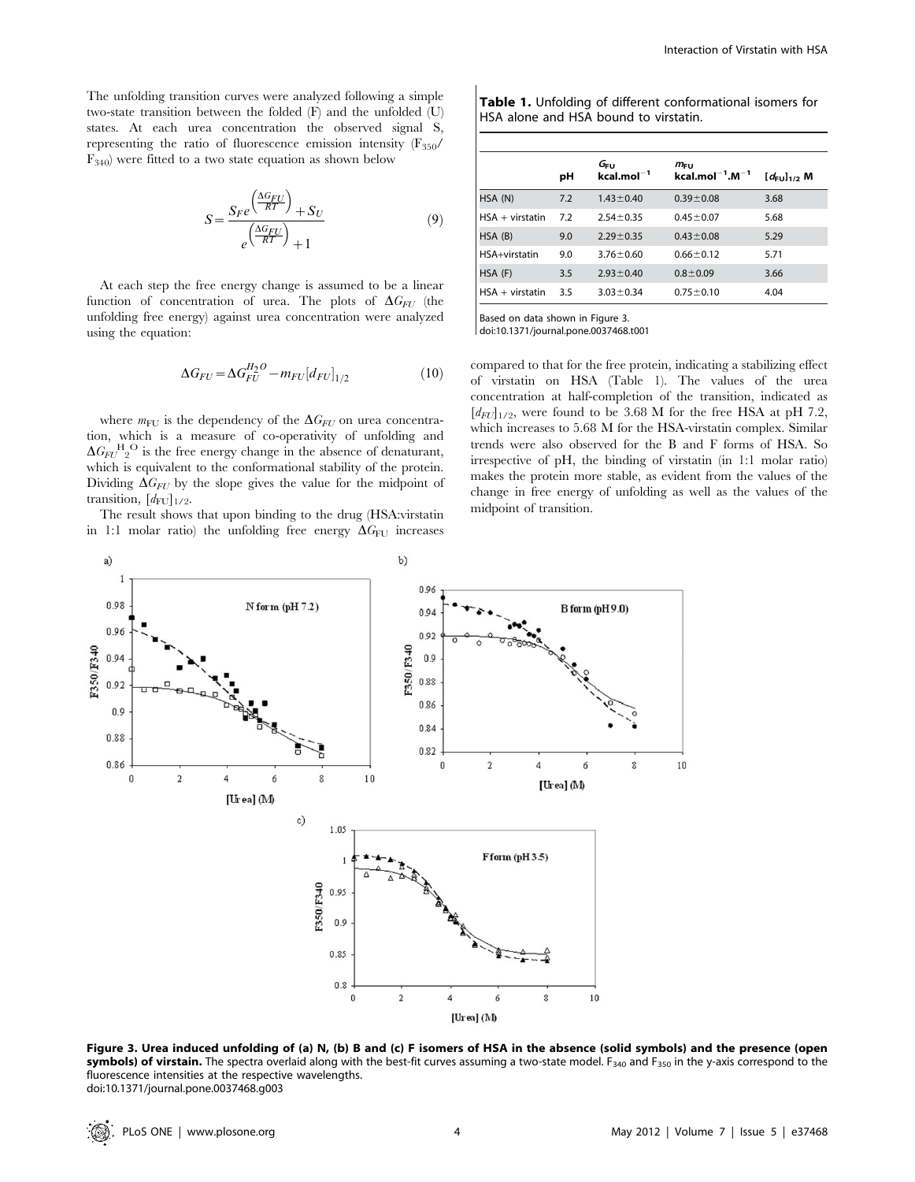The unfolding transition curves were analyzed following a simple two-state transition between the folded (F) and the unfolded (U) states. At each urea concentration the observed signal S, representing the ratio of fluorescence emission intensity ($F_{350}$/$F_{340}$) were fitted to a two state equation as shown below

$$S = \frac{S_F e^{\left(\frac{\Delta G_{FU}}{RT}\right)} + S_U}{e^{\left(\frac{\Delta G_{FU}}{RT}\right)} + 1} \quad (9)$$

At each step the free energy change is assumed to be a linear function of concentration of urea. The plots of $\Delta G_{FU}$ (the unfolding free energy) against urea concentration were analyzed using the equation:

$$\Delta G_{FU} = \Delta G_{FU}^{H_2O} - m_{FU}[d_{FU}]_{1/2} \quad (10)$$

where $m_{FU}$ is the dependency of the $\Delta G_{FU}$ on urea concentration, which is a measure of co-operativity of unfolding and $\Delta G_{FU}{}^{H_2O}$ is the free energy change in the absence of denaturant, which is equivalent to the conformational stability of the protein. Dividing $\Delta G_{FU}$ by the slope gives the value for the midpoint of transition, $[d_{FU}]_{1/2}$.

The result shows that upon binding to the drug (HSA:virstatin in 1:1 molar ratio) the unfolding free energy $\Delta G_{FU}$ increases compared to that for the free protein, indicating a stabilizing effect of virstatin on HSA (Table 1). The values of the urea concentration at half-completion of the transition, indicated as $[d_{FU}]_{1/2}$, were found to be 3.68 M for the free HSA at pH 7.2, which increases to 5.68 M for the HSA-virstatin complex. Similar trends were also observed for the B and F forms of HSA. So irrespective of pH, the binding of virstatin (in 1:1 molar ratio) makes the protein more stable, as evident from the values of the change in free energy of unfolding as well as the values of the midpoint of transition.

**Table 1.** Unfolding of different conformational isomers for HSA alone and HSA bound to virstatin.

| | pH | $G_{FU}$ kcal.mol$^{-1}$ | $m_{FU}$ kcal.mol$^{-1}$.M$^{-1}$ | $[d_{FU}]_{1/2}$ M |
|---|---|---|---|---|
| HSA (N) | 7.2 | 1.43±0.40 | 0.39±0.08 | 3.68 |
| HSA + virstatin | 7.2 | 2.54±0.35 | 0.45±0.07 | 5.68 |
| HSA (B) | 9.0 | 2.29±0.35 | 0.43±0.08 | 5.29 |
| HSA+virstatin | 9.0 | 3.76±0.60 | 0.66±0.12 | 5.71 |
| HSA (F) | 3.5 | 2.93±0.40 | 0.8±0.09 | 3.66 |
| HSA + virstatin | 3.5 | 3.03±0.34 | 0.75±0.10 | 4.04 |

Based on data shown in Figure 3.
doi:10.1371/journal.pone.0037468.t001

**Figure 3. Urea induced unfolding of (a) N, (b) B and (c) F isomers of HSA in the absence (solid symbols) and the presence (open symbols) of virstain.** The spectra overlaid along with the best-fit curves assuming a two-state model. $F_{340}$ and $F_{350}$ in the y-axis correspond to the fluorescence intensities at the respective wavelengths.
doi:10.1371/journal.pone.0037468.g003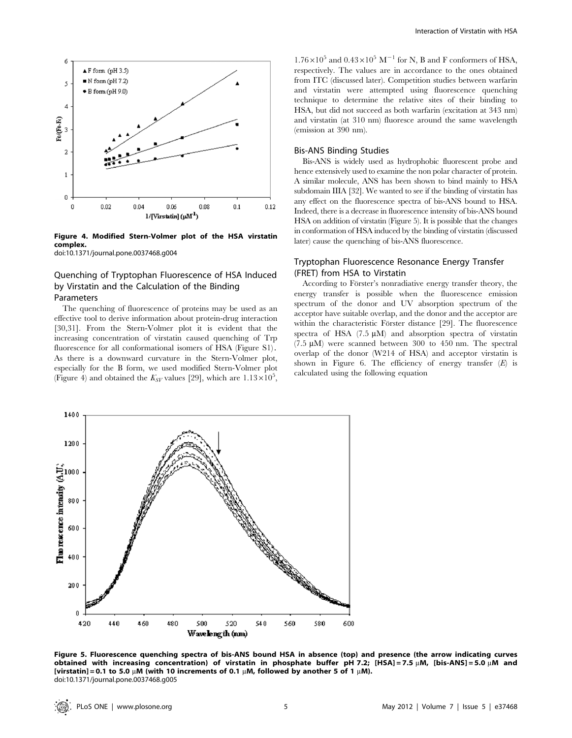Figure 4. Modified Stern-Volmer plot of the HSA virstatin complex.
doi:10.1371/journal.pone.0037468.g004

### Quenching of Tryptophan Fluorescence of HSA Induced by Virstatin and the Calculation of the Binding Parameters

The quenching of fluorescence of proteins may be used as an effective tool to derive information about protein-drug interaction [30,31]. From the Stern-Volmer plot it is evident that the increasing concentration of virstatin caused quenching of Trp fluorescence for all conformational isomers of HSA (Figure S1). As there is a downward curvature in the Stern-Volmer plot, especially for the B form, we used modified Stern-Volmer plot (Figure 4) and obtained the $K_{SV}$ values [29], which are $1.13\times10^5$, $1.76\times10^5$ and $0.43\times10^5$ $M^{-1}$ for N, B and F conformers of HSA, respectively. The values are in accordance to the ones obtained from ITC (discussed later). Competition studies between warfarin and virstatin were attempted using fluorescence quenching technique to determine the relative sites of their binding to HSA, but did not succeed as both warfarin (excitation at 343 nm) and virstatin (at 310 nm) fluoresce around the same wavelength (emission at 390 nm).

### Bis-ANS Binding Studies

Bis-ANS is widely used as hydrophobic fluorescent probe and hence extensively used to examine the non polar character of protein. A similar molecule, ANS has been shown to bind mainly to HSA subdomain IIIA [32]. We wanted to see if the binding of virstatin has any effect on the fluorescence spectra of bis-ANS bound to HSA. Indeed, there is a decrease in fluorescence intensity of bis-ANS bound HSA on addition of virstatin (Figure 5). It is possible that the changes in conformation of HSA induced by the binding of virstatin (discussed later) cause the quenching of bis-ANS fluorescence.

### Tryptophan Fluorescence Resonance Energy Transfer (FRET) from HSA to Virstatin

According to Förster's nonradiative energy transfer theory, the energy transfer is possible when the fluorescence emission spectrum of the donor and UV absorption spectrum of the acceptor have suitable overlap, and the donor and the acceptor are within the characteristic Förster distance [29]. The fluorescence spectra of HSA (7.5 μM) and absorption spectra of virstatin (7.5 μM) were scanned between 300 to 450 nm. The spectral overlap of the donor (W214 of HSA) and acceptor virstatin is shown in Figure 6. The efficiency of energy transfer ($E$) is calculated using the following equation

Figure 5. Fluorescence quenching spectra of bis-ANS bound HSA in absence (top) and presence (the arrow indicating curves obtained with increasing concentration) of virstatin in phosphate buffer pH 7.2; [HSA] = 7.5 μM, [bis-ANS] = 5.0 μM and [virstatin] = 0.1 to 5.0 μM (with 10 increments of 0.1 μM, followed by another 5 of 1 μM).
doi:10.1371/journal.pone.0037468.g005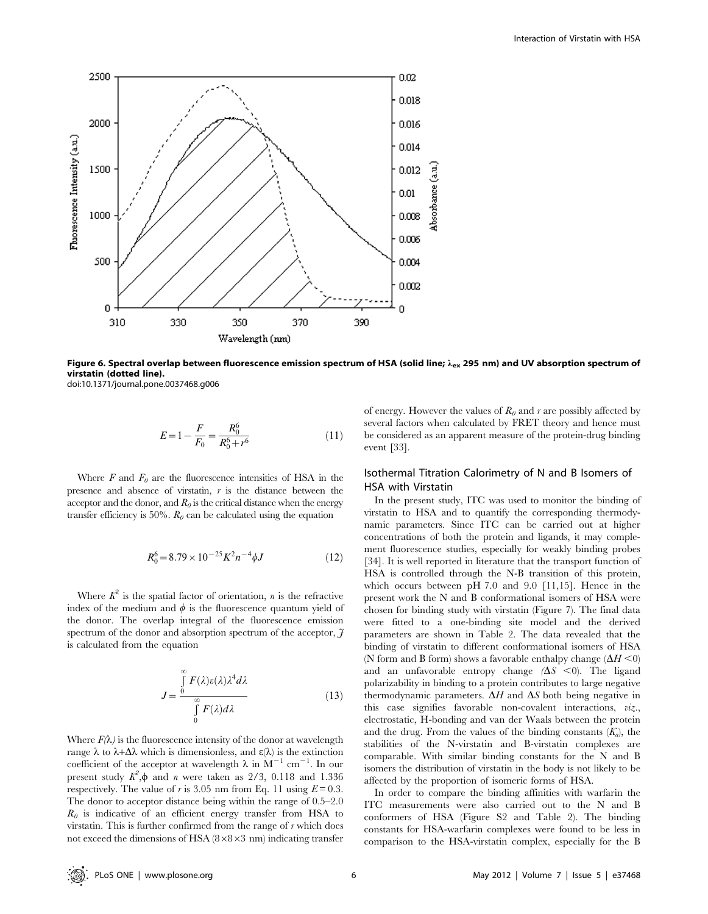**Figure 6. Spectral overlap between fluorescence emission spectrum of HSA (solid line; $\lambda_{ex}$ 295 nm) and UV absorption spectrum of virstatin (dotted line).**
doi:10.1371/journal.pone.0037468.g006

$$E = 1 - \frac{F}{F_0} = \frac{R_0^6}{R_0^6 + r^6} \tag{11}$$

Where $F$ and $F_0$ are the fluorescence intensities of HSA in the presence and absence of virstatin, $r$ is the distance between the acceptor and the donor, and $R_0$ is the critical distance when the energy transfer efficiency is 50%. $R_0$ can be calculated using the equation

$$R_0^6 = 8.79 \times 10^{-25} K^2 n^{-4} \phi J \tag{12}$$

Where $K^2$ is the spatial factor of orientation, $n$ is the refractive index of the medium and $\phi$ is the fluorescence quantum yield of the donor. The overlap integral of the fluorescence emission spectrum of the donor and absorption spectrum of the acceptor, $J$ is calculated from the equation

$$J = \frac{\int_0^{\infty} F(\lambda)\varepsilon(\lambda)\lambda^4 d\lambda}{\int_0^{\infty} F(\lambda) d\lambda} \tag{13}$$

Where $F(\lambda)$ is the fluorescence intensity of the donor at wavelength range $\lambda$ to $\lambda+\Delta\lambda$ which is dimensionless, and $\varepsilon(\lambda)$ is the extinction coefficient of the acceptor at wavelength $\lambda$ in $M^{-1}$ $cm^{-1}$. In our present study $K^2$,$\phi$ and $n$ were taken as 2/3, 0.118 and 1.336 respectively. The value of $r$ is 3.05 nm from Eq. 11 using $E = 0.3$. The donor to acceptor distance being within the range of 0.5–2.0 $R_0$ is indicative of an efficient energy transfer from HSA to virstatin. This is further confirmed from the range of $r$ which does not exceed the dimensions of HSA (8×8×3 nm) indicating transfer of energy. However the values of $R_0$ and $r$ are possibly affected by several factors when calculated by FRET theory and hence must be considered as an apparent measure of the protein-drug binding event [33].

### Isothermal Titration Calorimetry of N and B Isomers of HSA with Virstatin

In the present study, ITC was used to monitor the binding of virstatin to HSA and to quantify the corresponding thermodynamic parameters. Since ITC can be carried out at higher concentrations of both the protein and ligands, it may complement fluorescence studies, especially for weakly binding probes [34]. It is well reported in literature that the transport function of HSA is controlled through the N-B transition of this protein, which occurs between pH 7.0 and 9.0 [11,15]. Hence in the present work the N and B conformational isomers of HSA were chosen for binding study with virstatin (Figure 7). The final data were fitted to a one-binding site model and the derived parameters are shown in Table 2. The data revealed that the binding of virstatin to different conformational isomers of HSA (N form and B form) shows a favorable enthalpy change ($\Delta H < 0$) and an unfavorable entropy change ($\Delta S < 0$). The ligand polarizability in binding to a protein contributes to large negative thermodynamic parameters. $\Delta H$ and $\Delta S$ both being negative in this case signifies favorable non-covalent interactions, *viz*., electrostatic, H-bonding and van der Waals between the protein and the drug. From the values of the binding constants ($K_a$), the stabilities of the N-virstatin and B-virstatin complexes are comparable. With similar binding constants for the N and B isomers the distribution of virstatin in the body is not likely to be affected by the proportion of isomeric forms of HSA.

In order to compare the binding affinities with warfarin the ITC measurements were also carried out to the N and B conformers of HSA (Figure S2 and Table 2). The binding constants for HSA-warfarin complexes were found to be less in comparison to the HSA-virstatin complex, especially for the B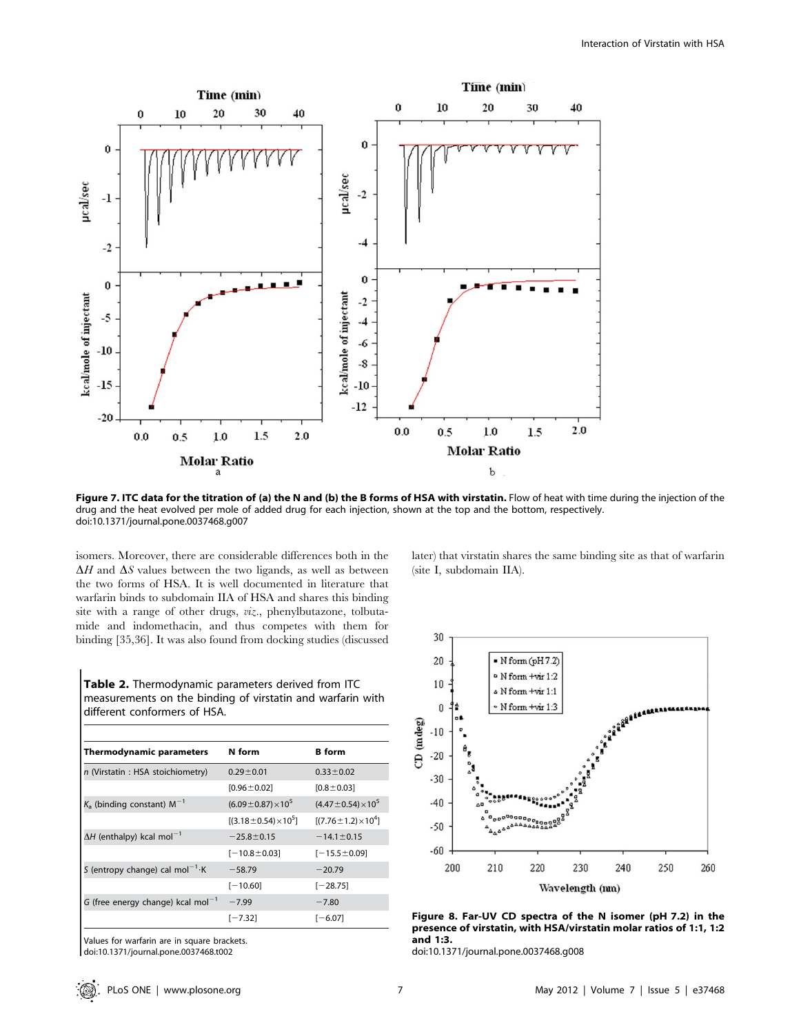Figure 7. ITC data for the titration of (a) the N and (b) the B forms of HSA with virstatin. Flow of heat with time during the injection of the drug and the heat evolved per mole of added drug for each injection, shown at the top and the bottom, respectively.
doi:10.1371/journal.pone.0037468.g007

isomers. Moreover, there are considerable differences both in the $\Delta H$ and $\Delta S$ values between the two ligands, as well as between the two forms of HSA. It is well documented in literature that warfarin binds to subdomain IIA of HSA and shares this binding site with a range of other drugs, *viz*., phenylbutazone, tolbutamide and indomethacin, and thus competes with them for binding [35,36]. It was also found from docking studies (discussed later) that virstatin shares the same binding site as that of warfarin (site I, subdomain IIA).

**Table 2.** Thermodynamic parameters derived from ITC measurements on the binding of virstatin and warfarin with different conformers of HSA.

| Thermodynamic parameters | N form | B form |
|---|---|---|
| *n* (Virstatin : HSA stoichiometry) | 0.29±0.01 | 0.33±0.02 |
| | [0.96±0.02] | [0.8±0.03] |
| $K_a$ (binding constant) $M^{-1}$ | $(6.09\pm0.87)\times10^5$ | $(4.47\pm0.54)\times10^5$ |
| | $[(3.18\pm0.54)\times10^5]$ | $[(7.76\pm1.2)\times10^4]$ |
| $\Delta H$ (enthalpy) kcal mol$^{-1}$ | −25.8±0.15 | −14.1±0.15 |
| | [−10.8±0.03] | [−15.5±0.09] |
| *S* (entropy change) cal mol$^{-1}$·K | −58.79 | −20.79 |
| | [−10.60] | [−28.75] |
| *G* (free energy change) kcal mol$^{-1}$ | −7.99 | −7.80 |
| | [−7.32] | [−6.07] |

Values for warfarin are in square brackets.
doi:10.1371/journal.pone.0037468.t002

Figure 8. Far-UV CD spectra of the N isomer (pH 7.2) in the presence of virstatin, with HSA/virstatin molar ratios of 1:1, 1:2 and 1:3.
doi:10.1371/journal.pone.0037468.g008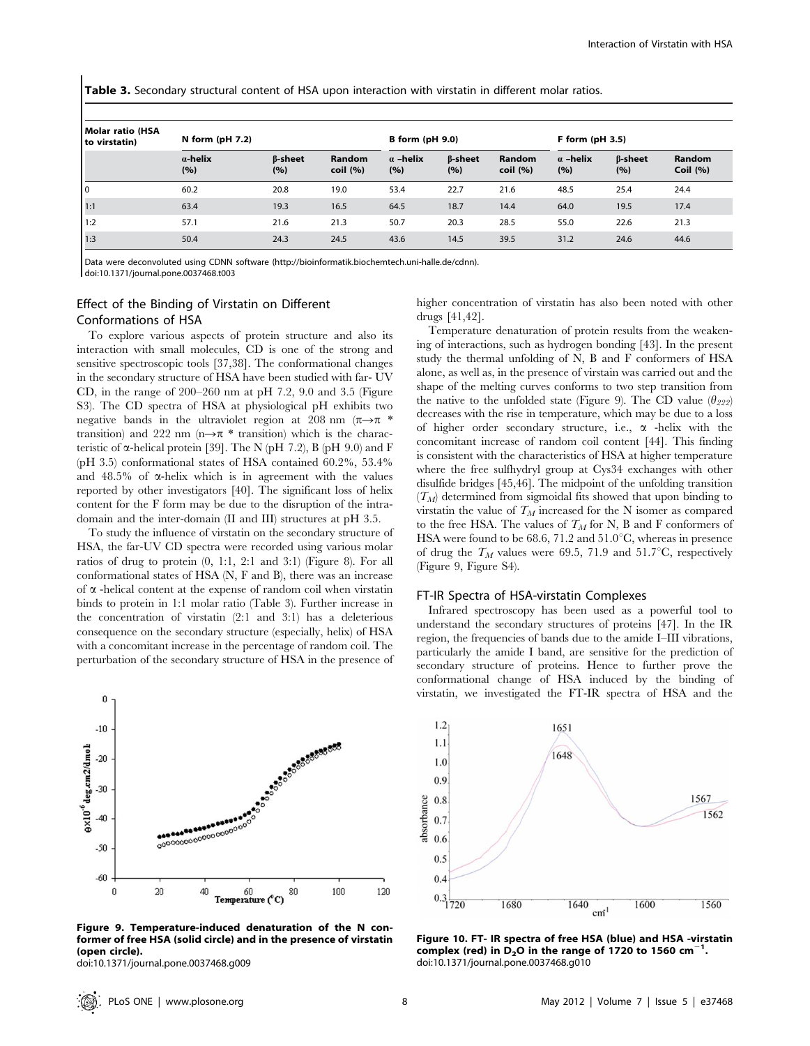**Table 3.** Secondary structural content of HSA upon interaction with virstatin in different molar ratios.

| Molar ratio (HSA to virstatin) | N form (pH 7.2) | | | B form (pH 9.0) | | | F form (pH 3.5) | | |
|---|---|---|---|---|---|---|---|---|---|
| | α-helix (%) | β-sheet (%) | Random coil (%) | α –helix (%) | β-sheet (%) | Random coil (%) | α –helix (%) | β-sheet (%) | Random Coil (%) |
| 0 | 60.2 | 20.8 | 19.0 | 53.4 | 22.7 | 21.6 | 48.5 | 25.4 | 24.4 |
| 1:1 | 63.4 | 19.3 | 16.5 | 64.5 | 18.7 | 14.4 | 64.0 | 19.5 | 17.4 |
| 1:2 | 57.1 | 21.6 | 21.3 | 50.7 | 20.3 | 28.5 | 55.0 | 22.6 | 21.3 |
| 1:3 | 50.4 | 24.3 | 24.5 | 43.6 | 14.5 | 39.5 | 31.2 | 24.6 | 44.6 |

Data were deconvoluted using CDNN software (http://bioinformatik.biochemtech.uni-halle.de/cdnn).
doi:10.1371/journal.pone.0037468.t003

### Effect of the Binding of Virstatin on Different Conformations of HSA

To explore various aspects of protein structure and also its interaction with small molecules, CD is one of the strong and sensitive spectroscopic tools [37,38]. The conformational changes in the secondary structure of HSA have been studied with far- UV CD, in the range of 200–260 nm at pH 7.2, 9.0 and 3.5 (Figure S3). The CD spectra of HSA at physiological pH exhibits two negative bands in the ultraviolet region at 208 nm ($\pi \rightarrow \pi$ * transition) and 222 nm ($n \rightarrow \pi$ * transition) which is the characteristic of α-helical protein [39]. The N (pH 7.2), B (pH 9.0) and F (pH 3.5) conformational states of HSA contained 60.2%, 53.4% and 48.5% of α-helix which is in agreement with the values reported by other investigators [40]. The significant loss of helix content for the F form may be due to the disruption of the intra-domain and the inter-domain (II and III) structures at pH 3.5.

To study the influence of virstatin on the secondary structure of HSA, the far-UV CD spectra were recorded using various molar ratios of drug to protein (0, 1:1, 2:1 and 3:1) (Figure 8). For all conformational states of HSA (N, F and B), there was an increase of α -helical content at the expense of random coil when virstatin binds to protein in 1:1 molar ratio (Table 3). Further increase in the concentration of virstatin (2:1 and 3:1) has a deleterious consequence on the secondary structure (especially, helix) of HSA with a concomitant increase in the percentage of random coil. The perturbation of the secondary structure of HSA in the presence of higher concentration of virstatin has also been noted with other drugs [41,42].

Temperature denaturation of protein results from the weakening of interactions, such as hydrogen bonding [43]. In the present study the thermal unfolding of N, B and F conformers of HSA alone, as well as, in the presence of virstain was carried out and the shape of the melting curves conforms to two step transition from the native to the unfolded state (Figure 9). The CD value ($\theta_{222}$) decreases with the rise in temperature, which may be due to a loss of higher order secondary structure, i.e., α -helix with the concomitant increase of random coil content [44]. This finding is consistent with the characteristics of HSA at higher temperature where the free sulfhydryl group at Cys34 exchanges with other disulfide bridges [45,46]. The midpoint of the unfolding transition ($T_M$) determined from sigmoidal fits showed that upon binding to virstatin the value of $T_M$ increased for the N isomer as compared to the free HSA. The values of $T_M$ for N, B and F conformers of HSA were found to be 68.6, 71.2 and 51.0°C, whereas in presence of drug the $T_M$ values were 69.5, 71.9 and 51.7°C, respectively (Figure 9, Figure S4).

**Figure 9. Temperature-induced denaturation of the N conformer of free HSA (solid circle) and in the presence of virstatin (open circle).**
doi:10.1371/journal.pone.0037468.g009

### FT-IR Spectra of HSA-virstatin Complexes

Infrared spectroscopy has been used as a powerful tool to understand the secondary structures of proteins [47]. In the IR region, the frequencies of bands due to the amide I–III vibrations, particularly the amide I band, are sensitive for the prediction of secondary structure of proteins. Hence to further prove the conformational change of HSA induced by the binding of virstatin, we investigated the FT-IR spectra of HSA and the

**Figure 10. FT- IR spectra of free HSA (blue) and HSA -virstatin complex (red) in $D_2O$ in the range of 1720 to 1560 cm$^{-1}$.**
doi:10.1371/journal.pone.0037468.g010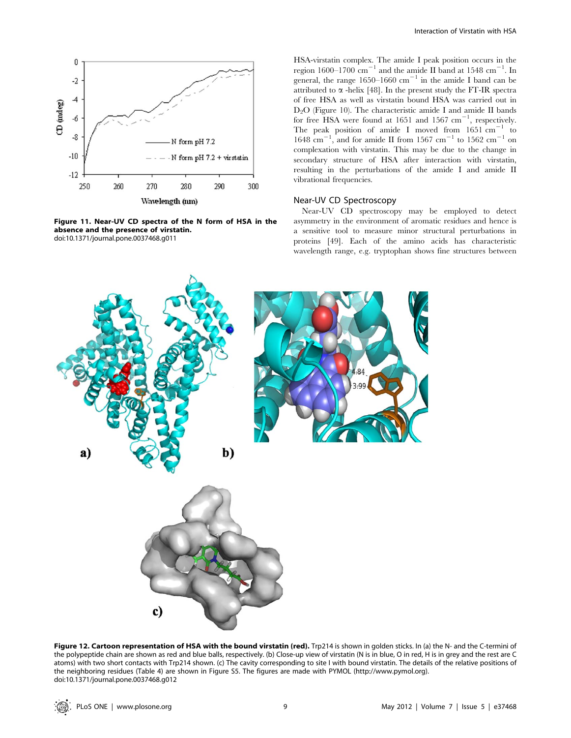Figure 11. Near-UV CD spectra of the N form of HSA in the absence and the presence of virstatin.
doi:10.1371/journal.pone.0037468.g011

HSA-virstatin complex. The amide I peak position occurs in the region 1600–1700 $cm^{-1}$ and the amide II band at 1548 $cm^{-1}$. In general, the range 1650–1660 $cm^{-1}$ in the amide I band can be attributed to α -helix [48]. In the present study the FT-IR spectra of free HSA as well as virstatin bound HSA was carried out in $D_2O$ (Figure 10). The characteristic amide I and amide II bands for free HSA were found at 1651 and 1567 $cm^{-1}$, respectively. The peak position of amide I moved from 1651 $cm^{-1}$ to 1648 $cm^{-1}$, and for amide II from 1567 $cm^{-1}$ to 1562 $cm^{-1}$ on complexation with virstatin. This may be due to the change in secondary structure of HSA after interaction with virstatin, resulting in the perturbations of the amide I and amide II vibrational frequencies.

## Near-UV CD Spectroscopy

Near-UV CD spectroscopy may be employed to detect asymmetry in the environment of aromatic residues and hence is a sensitive tool to measure minor structural perturbations in proteins [49]. Each of the amino acids has characteristic wavelength range, e.g. tryptophan shows fine structures between

Figure 12. Cartoon representation of HSA with the bound virstatin (red). Trp214 is shown in golden sticks. In (a) the N- and the C-termini of the polypeptide chain are shown as red and blue balls, respectively. (b) Close-up view of virstatin (N is in blue, O in red, H is in grey and the rest are C atoms) with two short contacts with Trp214 shown. (c) The cavity corresponding to site I with bound virstatin. The details of the relative positions of the neighboring residues (Table 4) are shown in Figure S5. The figures are made with PYMOL (http://www.pymol.org).
doi:10.1371/journal.pone.0037468.g012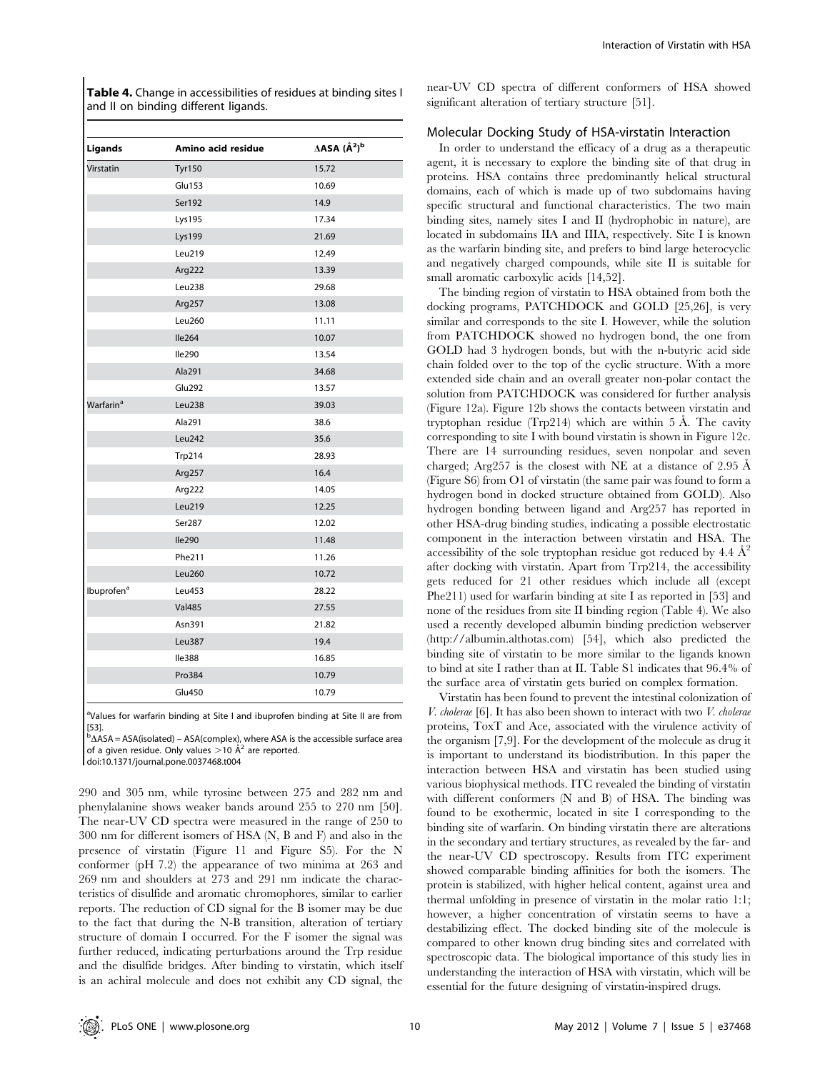**Table 4.** Change in accessibilities of residues at binding sites I and II on binding different ligands.

| Ligands | Amino acid residue | ΔASA (Å[2])[b] |
|---|---|---|
| Virstatin | Tyr150 | 15.72 |
| | Glu153 | 10.69 |
| | Ser192 | 14.9 |
| | Lys195 | 17.34 |
| | Lys199 | 21.69 |
| | Leu219 | 12.49 |
| | Arg222 | 13.39 |
| | Leu238 | 29.68 |
| | Arg257 | 13.08 |
| | Leu260 | 11.11 |
| | Ile264 | 10.07 |
| | Ile290 | 13.54 |
| | Ala291 | 34.68 |
| | Glu292 | 13.57 |
| Warfarin[a] | Leu238 | 39.03 |
| | Ala291 | 38.6 |
| | Leu242 | 35.6 |
| | Trp214 | 28.93 |
| | Arg257 | 16.4 |
| | Arg222 | 14.05 |
| | Leu219 | 12.25 |
| | Ser287 | 12.02 |
| | Ile290 | 11.48 |
| | Phe211 | 11.26 |
| | Leu260 | 10.72 |
| Ibuprofen[a] | Leu453 | 28.22 |
| | Val485 | 27.55 |
| | Asn391 | 21.82 |
| | Leu387 | 19.4 |
| | Ile388 | 16.85 |
| | Pro384 | 10.79 |
| | Glu450 | 10.79 |

[a]Values for warfarin binding at Site I and ibuprofen binding at Site II are from [53].
[b]ΔASA = ASA(isolated) – ASA(complex), where ASA is the accessible surface area of a given residue. Only values >10 Å$^2$ are reported.
doi:10.1371/journal.pone.0037468.t004

290 and 305 nm, while tyrosine between 275 and 282 nm and phenylalanine shows weaker bands around 255 to 270 nm [50]. The near-UV CD spectra were measured in the range of 250 to 300 nm for different isomers of HSA (N, B and F) and also in the presence of virstatin (Figure 11 and Figure S5). For the N conformer (pH 7.2) the appearance of two minima at 263 and 269 nm and shoulders at 273 and 291 nm indicate the characteristics of disulfide and aromatic chromophores, similar to earlier reports. The reduction of CD signal for the B isomer may be due to the fact that during the N-B transition, alteration of tertiary structure of domain I occurred. For the F isomer the signal was further reduced, indicating perturbations around the Trp residue and the disulfide bridges. After binding to virstatin, which itself is an achiral molecule and does not exhibit any CD signal, the near-UV CD spectra of different conformers of HSA showed significant alteration of tertiary structure [51].

## Molecular Docking Study of HSA-virstatin Interaction

In order to understand the efficacy of a drug as a therapeutic agent, it is necessary to explore the binding site of that drug in proteins. HSA contains three predominantly helical structural domains, each of which is made up of two subdomains having specific structural and functional characteristics. The two main binding sites, namely sites I and II (hydrophobic in nature), are located in subdomains IIA and IIIA, respectively. Site I is known as the warfarin binding site, and prefers to bind large heterocyclic and negatively charged compounds, while site II is suitable for small aromatic carboxylic acids [14,52].

The binding region of virstatin to HSA obtained from both the docking programs, PATCHDOCK and GOLD [25,26], is very similar and corresponds to the site I. However, while the solution from PATCHDOCK showed no hydrogen bond, the one from GOLD had 3 hydrogen bonds, but with the n-butyric acid side chain folded over to the top of the cyclic structure. With a more extended side chain and an overall greater non-polar contact the solution from PATCHDOCK was considered for further analysis (Figure 12a). Figure 12b shows the contacts between virstatin and tryptophan residue (Trp214) which are within 5 Å. The cavity corresponding to site I with bound virstatin is shown in Figure 12c. There are 14 surrounding residues, seven nonpolar and seven charged; Arg257 is the closest with NE at a distance of 2.95 Å (Figure S6) from O1 of virstatin (the same pair was found to form a hydrogen bond in docked structure obtained from GOLD). Also hydrogen bonding between ligand and Arg257 has reported in other HSA-drug binding studies, indicating a possible electrostatic component in the interaction between virstatin and HSA. The accessibility of the sole tryptophan residue got reduced by 4.4 Å$^2$ after docking with virstatin. Apart from Trp214, the accessibility gets reduced for 21 other residues which include all (except Phe211) used for warfarin binding at site I as reported in [53] and none of the residues from site II binding region (Table 4). We also used a recently developed albumin binding prediction webserver (http://albumin.althotas.com) [54], which also predicted the binding site of virstatin to be more similar to the ligands known to bind at site I rather than at II. Table S1 indicates that 96.4% of the surface area of virstatin gets buried on complex formation.

Virstatin has been found to prevent the intestinal colonization of *V. cholerae* [6]. It has also been shown to interact with two *V. cholerae* proteins, ToxT and Ace, associated with the virulence activity of the organism [7,9]. For the development of the molecule as drug it is important to understand its biodistribution. In this paper the interaction between HSA and virstatin has been studied using various biophysical methods. ITC revealed the binding of virstatin with different conformers (N and B) of HSA. The binding was found to be exothermic, located in site I corresponding to the binding site of warfarin. On binding virstatin there are alterations in the secondary and tertiary structures, as revealed by the far- and the near-UV CD spectroscopy. Results from ITC experiment showed comparable binding affinities for both the isomers. The protein is stabilized, with higher helical content, against urea and thermal unfolding in presence of virstatin in the molar ratio 1:1; however, a higher concentration of virstatin seems to have a destabilizing effect. The docked binding site of the molecule is compared to other known drug binding sites and correlated with spectroscopic data. The biological importance of this study lies in understanding the interaction of HSA with virstatin, which will be essential for the future designing of virstatin-inspired drugs.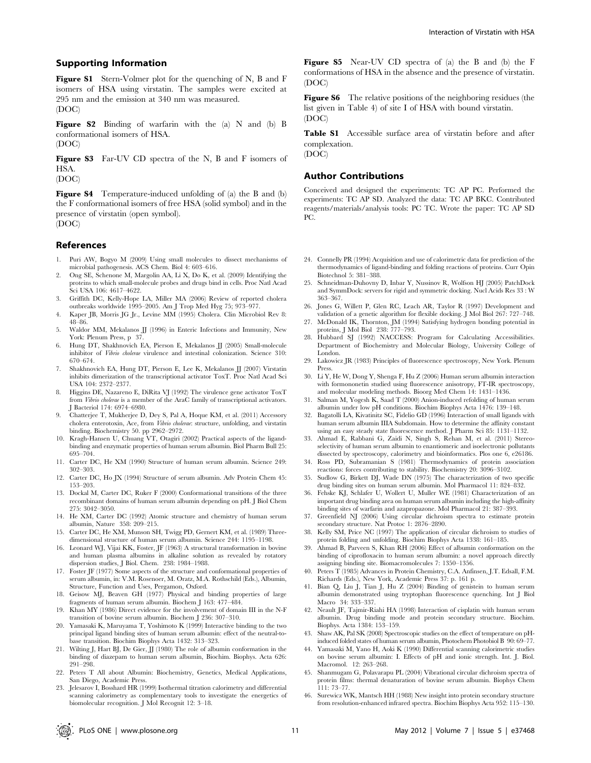## Supporting Information

**Figure S1** Stern-Volmer plot for the quenching of N, B and F isomers of HSA using virstatin. The samples were excited at 295 nm and the emission at 340 nm was measured.
(DOC)

**Figure S2** Binding of warfarin with the (a) N and (b) B conformational isomers of HSA.
(DOC)

**Figure S3** Far-UV CD spectra of the N, B and F isomers of HSA.
(DOC)

**Figure S4** Temperature-induced unfolding of (a) the B and (b) the F conformational isomers of free HSA (solid symbol) and in the presence of virstatin (open symbol).
(DOC)

**Figure S5** Near-UV CD spectra of (a) the B and (b) the F conformations of HSA in the absence and the presence of virstatin.
(DOC)

**Figure S6** The relative positions of the neighboring residues (the list given in Table 4) of site I of HSA with bound virstatin.
(DOC)

**Table S1** Accessible surface area of virstatin before and after complexation.
(DOC)

## Author Contributions

Conceived and designed the experiments: TC AP PC. Performed the experiments: TC AP SD. Analyzed the data: TC AP BKC. Contributed reagents/materials/analysis tools: PC TC. Wrote the paper: TC AP SD PC.

## References

1. Puri AW, Bogyo M (2009) Using small molecules to dissect mechanisms of microbial pathogenesis. ACS Chem. Biol 4: 603–616.
2. Ong SE, Schenone M, Margolin AA, Li X, Do K, et al. (2009) Identifying the proteins to which small-molecule probes and drugs bind in cells. Proc Natl Acad Sci USA 106: 4617–4622.
3. Griffith DC, Kelly-Hope LA, Miller MA (2006) Review of reported cholera outbreaks worldwide 1995–2005. Am J Trop Med Hyg 75; 973–977.
4. Kaper JB, Morris JG Jr., Levine MM (1995) Cholera. Clin Microbiol Rev 8: 48–86.
5. Waldor MM, Mekalanos JJ (1996) in Enteric Infections and Immunity, New York: Plenum Press, p 37.
6. Hung DT, Shakhnovich EA, Pierson E, Mekalanos JJ (2005) Small-molecule inhibitor of *Vibrio cholerae* virulence and intestinal colonization. Science 310: 670–674.
7. Shakhnovich EA, Hung DT, Pierson E, Lee K, Mekalanos JJ (2007) Virstatin inhibits dimerization of the transcriptional activator ToxT. Proc Natl Acad Sci USA 104: 2372–2377.
8. Higgins DE, Nazareno E, DiRita VJ (1992) The virulence gene activator ToxT from *Vibrio cholerae* is a member of the AraC family of transcriptional activators. J Bacteriol 174: 6974–6980.
9. Chatterjee T, Mukherjee D, Dey S, Pal A, Hoque KM, et al. (2011) Accessory cholera enterotoxin, Ace, from *Vibrio cholerae*: structure, unfolding, and virstatin binding. Biochemistry 50. pp 2962–2972.
10. Kragh-Hansen U, Chuang VT, Otagiri (2002) Practical aspects of the ligand-binding and enzymatic properties of human serum albumin. Biol Pharm Bull 25: 695–704.
11. Carter DC, He XM (1990) Structure of human serum albumin. Science 249: 302–303.
12. Carter DC, Ho JX (1994) Structure of serum albumin. Adv Protein Chem 45: 153–203.
13. Dockal M, Carter DC, Ruker F (2000) Conformational transitions of the three recombinant domains of human serum albumin depending on pH. J Biol Chem 275: 3042–3050.
14. He XM, Carter DC (1992) Atomic structure and chemistry of human serum albumin, Nature 358: 209–215.
15. Carter DC, He XM, Munson SH, Twigg PD, Gernert KM, et al. (1989) Three-dimensional structure of human serum albumin. Science 244: 1195–1198.
16. Leonard WJ, Vijai KK, Foster, JF (1963) A structural transformation in bovine and human plasma albumins in alkaline solution as revealed by rotatory dispersion studies, J Biol. Chem. 238: 1984–1988.
17. Foster JF (1977) Some aspects of the structure and conformational properties of serum albumin, in: V.M. Rosenoer, M. Oratz, M.A. Rothschild (Eds.), Albumin, Structure, Function and Uses, Pergamon, Oxford.
18. Geisow MJ, Beaven GH (1977) Physical and binding properties of large fragments of human serum albumin. Biochem J 163: 477–484.
19. Khan MY (1986) Direct evidence for the involvement of domain III in the N-F transition of bovine serum albumin. Biochem J 236: 307–310.
20. Yamasaki K, Maruyama T, Yoshimoto K (1999) Interactive binding to the two principal ligand binding sites of human serum albumin: effect of the neutral-to-base transition. Biochim Biophys Acta 1432: 313–323.
21. Wilting J, Hart BJ, De Gier, JJ (1980) The role of albumin conformation in the binding of diazepam to human serum albumin, Biochim. Biophys. Acta 626: 291–298.
22. Peters T All about Albumin: Biochemistry, Genetics, Medical Applications, San Diego, Academic Press.
23. Jelesarov I, Bosshard HR (1999) Isothermal titration calorimetry and differential scanning calorimetry as complementary tools to investigate the energetics of biomolecular recognition. J Mol Recognit 12: 3–18.
24. Connelly PR (1994) Acquisition and use of calorimetric data for prediction of the thermodynamics of ligand-binding and folding reactions of proteins. Curr Opin Biotechnol 5: 381–388.
25. Schneidman-Duhovny D, Inbar Y, Nussinov R, Wolfson HJ (2005) PatchDock and SymmDock: servers for rigid and symmetric docking. Nucl Acids Res 33 : W 363–367.
26. Jones G, Willett P, Glen RC, Leach AR, Taylor R (1997) Development and validation of a genetic algorithm for flexible docking. J Mol Biol 267: 727–748.
27. McDonald IK, Thornton, JM (1994) Satisfying hydrogen bonding potential in proteins, J Mol Biol 238: 777–793.
28. Hubbard SJ (1992) NACCESS: Program for Calculating Accessibilities. Department of Biochemistry and Molecular Biology, University College of London.
29. Lakowicz JR (1983) Principles of fluorescence spectroscopy, New York. Plenum Press.
30. Li Y, He W, Dong Y, Shenga F, Hu Z (2006) Human serum albumin interaction with formononetin studied using fluorescence anisotropy, FT-IR spectroscopy, and molecular modeling methods. Bioorg Med Chem 14: 1431–1436.
31. Salman M, Yogesh K, Saad T (2000) Anion-induced refolding of human serum albumin under low pH conditions. Biochim Biophys Acta 1476: 139–148.
32. Bagatolli LA, Kivatinitz SC, Fidelio GD (1996) Interaction of small ligands with human serum albumin IIIA Subdomain. How to determine the affinity constant using an easy steady state fluorescence method. J Pharm Sci 85: 1131–1132.
33. Ahmad E, Rabbani G, Zaidi N, Singh S, Rehan M, et al. (2011) Stereo-selectivity of human serum albumin to enantiomeric and isoelectronic pollutants dissected by spectroscopy, calorimetry and bioinformatics. Plos one 6, e26186.
34. Ross PD, Subramanian S (1981) Thermodynamics of protein association reactions: forces contributing to stability. Biochemistry 20: 3096–3102.
35. Sudlow G, Birkett DJ, Wade DN (1975) The characterization of two specific drug binding sites on human serum albumin. Mol Pharmacol 11: 824–832.
36. Fehske KJ, Schlafer U, Wollert U, Muller WE (1981) Characterization of an important drug binding area on human serum albumin including the high-affinity binding sites of warfarin and azapropazone. Mol Pharmacol 21: 387–393.
37. Greenfield NJ (2006) Using circular dichroism spectra to estimate protein secondary structure. Nat Protoc 1: 2876–2890.
38. Kelly SM, Price NC (1997) The application of circular dichroism to studies of protein folding and unfolding. Biochim Biophys Acta 1338: 161–185.
39. Ahmad B, Parveen S, Khan RH (2006) Effect of albumin conformation on the binding of ciprofloxacin to human serum albumin: a novel approach directly assigning binding site. Biomacromolecules 7: 1350–1356.
40. Peters T (1985) Advances in Protein Chemistry, C.A. Anfinsen, J.T. Edsall, F.M. Richards (Eds.), New York, Academic Press 37: p. 161 p.
41. Bian Q, Liu J, Tian J, Hu Z (2004) Binding of genistein to human serum albumin demonstrated using tryptophan fluorescence quenching. Int J Biol Macro 34: 333–337.
42. Neault JF, Tajmir-Riahi HA (1998) Interaction of cisplatin with human serum albumin. Drug binding mode and protein secondary structure. Biochim. Biophys. Acta 1384: 153–159.
43. Shaw AK, Pal SK (2008) Spectroscopic studies on the effect of temperature on pH-induced folded states of human serum albumin, Photochem Photobiol B 90: 69–77.
44. Yamasaki M, Yano H, Aoki K (1990) Differential scanning calorimetric studies on bovine serum albumin: I. Effects of pH and ionic strength. Int. J. Biol. Macromol. 12: 263–268.
45. Shanmugam G, Polavarapu PL (2004) Vibrational circular dichroism spectra of protein films: thermal denaturation of bovine serum albumin. Biophys Chem 111: 73–77.
46. Surewicz WK, Mantsch HH (1988) New insight into protein secondary structure from resolution-enhanced infrared spectra. Biochim Biophys Acta 952: 115–130.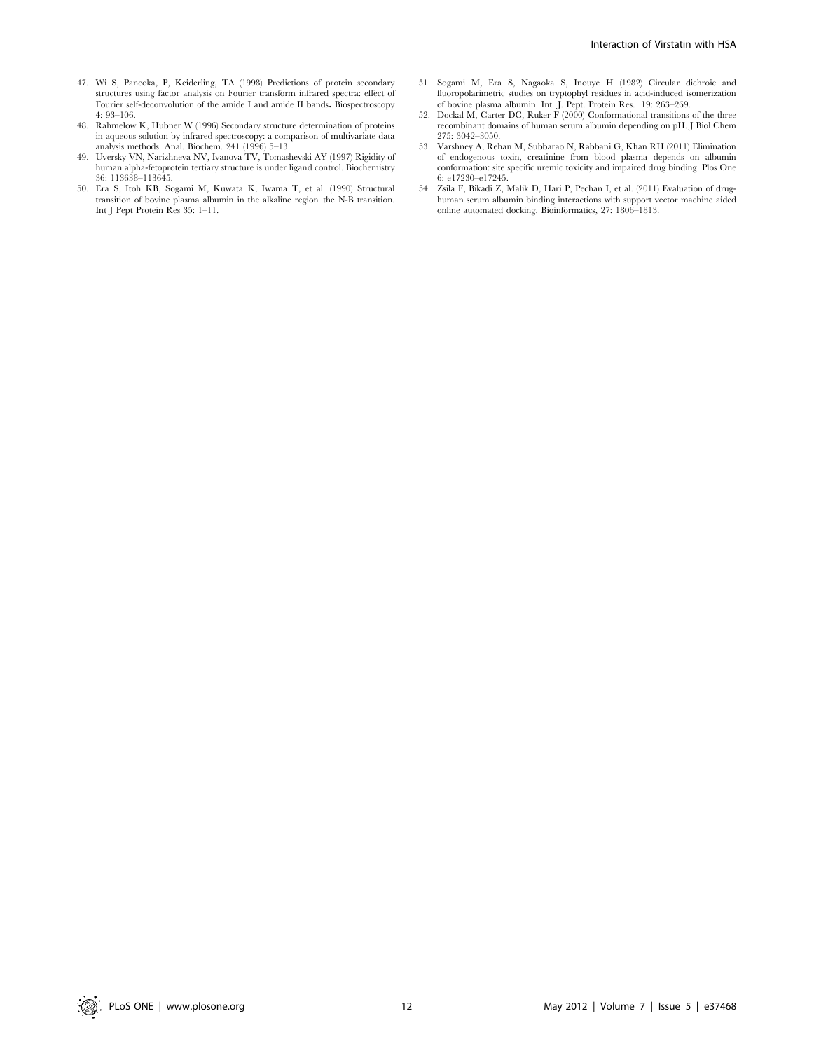47. Wi S, Pancoka, P, Keiderling, TA (1998) Predictions of protein secondary structures using factor analysis on Fourier transform infrared spectra: effect of Fourier self-deconvolution of the amide I and amide II bands. Biospectroscopy 4: 93–106.
48. Rahmelow K, Hubner W (1996) Secondary structure determination of proteins in aqueous solution by infrared spectroscopy: a comparison of multivariate data analysis methods. Anal. Biochem. 241 (1996) 5–13.
49. Uversky VN, Narizhneva NV, Ivanova TV, Tomashevski AY (1997) Rigidity of human alpha-fetoprotein tertiary structure is under ligand control. Biochemistry 36: 113638–113645.
50. Era S, Itoh KB, Sogami M, Kuwata K, Iwama T, et al. (1990) Structural transition of bovine plasma albumin in the alkaline region–the N-B transition. Int J Pept Protein Res 35: 1–11.
51. Sogami M, Era S, Nagaoka S, Inouye H (1982) Circular dichroic and fluoropolarimetric studies on tryptophyl residues in acid-induced isomerization of bovine plasma albumin. Int. J. Pept. Protein Res. 19: 263–269.
52. Dockal M, Carter DC, Ruker F (2000) Conformational transitions of the three recombinant domains of human serum albumin depending on pH. J Biol Chem 275: 3042–3050.
53. Varshney A, Rehan M, Subbarao N, Rabbani G, Khan RH (2011) Elimination of endogenous toxin, creatinine from blood plasma depends on albumin conformation: site specific uremic toxicity and impaired drug binding. Plos One 6: e17230–e17245.
54. Zsila F, Bikadi Z, Malik D, Hari P, Pechan I, et al. (2011) Evaluation of drug-human serum albumin binding interactions with support vector machine aided online automated docking. Bioinformatics, 27: 1806–1813.